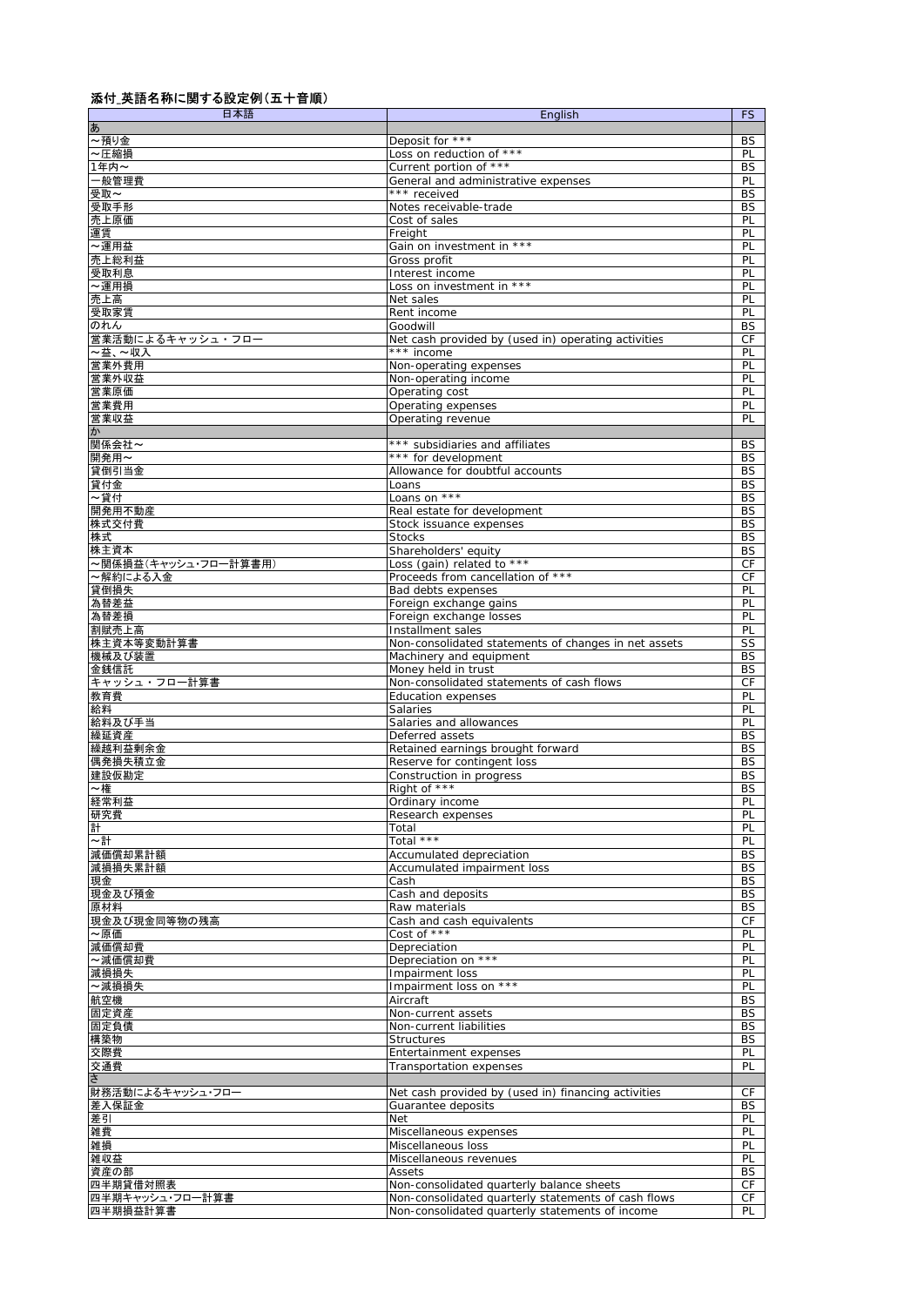**添付_英語名称に関する設定例（五十音順）**

| 日本語 | English | FS |
|---|---|---|
| あ | | |
| ～預り金 | Deposit for *** | BS |
| ～圧縮損 | Loss on reduction of *** | PL |
| 1年内～ | Current portion of *** | BS |
| 一般管理費 | General and administrative expenses | PL |
| 受取～ | *** received | BS |
| 受取手形 | Notes receivable-trade | BS |
| 売上原価 | Cost of sales | PL |
| 運賃 | Freight | PL |
| ～運用益 | Gain on investment in *** | PL |
| 売上総利益 | Gross profit | PL |
| 受取利息 | Interest income | PL |
| ～運用損 | Loss on investment in *** | PL |
| 売上高 | Net sales | PL |
| 受取家賃 | Rent income | PL |
| のれん | Goodwill | BS |
| 営業活動によるキャッシュ・フロー | Net cash provided by (used in) operating activities | CF |
| ～益、～収入 | *** income | PL |
| 営業外費用 | Non-operating expenses | PL |
| 営業外収益 | Non-operating income | PL |
| 営業原価 | Operating cost | PL |
| 営業費用 | Operating expenses | PL |
| 営業収益 | Operating revenue | PL |
| か | | |
| 関係会社～ | *** subsidiaries and affiliates | BS |
| 開発用～ | *** for development | BS |
| 貸倒引当金 | Allowance for doubtful accounts | BS |
| 貸付金 | Loans | BS |
| ～貸付 | Loans on *** | BS |
| 開発用不動産 | Real estate for development | BS |
| 株式交付費 | Stock issuance expenses | BS |
| 株式 | Stocks | BS |
| 株主資本 | Shareholders' equity | BS |
| ～関係損益(キャッシュ・フロー計算書用) | Loss (gain) related to *** | CF |
| ～解約による入金 | Proceeds from cancellation of *** | CF |
| 貸倒損失 | Bad debts expenses | PL |
| 為替差益 | Foreign exchange gains | PL |
| 為替差損 | Foreign exchange losses | PL |
| 割賦売上高 | Installment sales | PL |
| 株主資本等変動計算書 | Non-consolidated statements of changes in net assets | SS |
| 機械及び装置 | Machinery and equipment | BS |
| 金銭信託 | Money held in trust | BS |
| キャッシュ・フロー計算書 | Non-consolidated statements of cash flows | CF |
| 教育費 | Education expenses | PL |
| 給料 | Salaries | PL |
| 給料及び手当 | Salaries and allowances | PL |
| 繰延資産 | Deferred assets | BS |
| 繰越利益剰余金 | Retained earnings brought forward | BS |
| 偶発損失積立金 | Reserve for contingent loss | BS |
| 建設仮勘定 | Construction in progress | BS |
| ～権 | Right of *** | BS |
| 経常利益 | Ordinary income | PL |
| 研究費 | Research expenses | PL |
| 計 | Total | PL |
| ～計 | Total *** | PL |
| 減価償却累計額 | Accumulated depreciation | BS |
| 減損損失累計額 | Accumulated impairment loss | BS |
| 現金 | Cash | BS |
| 現金及び預金 | Cash and deposits | BS |
| 原材料 | Raw materials | BS |
| 現金及び現金同等物の残高 | Cash and cash equivalents | CF |
| ～原価 | Cost of *** | PL |
| 減価償却費 | Depreciation | PL |
| ～減価償却費 | Depreciation on *** | PL |
| 減損損失 | Impairment loss | PL |
| ～減損損失 | Impairment loss on *** | PL |
| 航空機 | Aircraft | BS |
| 固定資産 | Non-current assets | BS |
| 固定負債 | Non-current liabilities | BS |
| 構築物 | Structures | BS |
| 交際費 | Entertainment expenses | PL |
| 交通費 | Transportation expenses | PL |
| さ | | |
| 財務活動によるキャッシュ・フロー | Net cash provided by (used in) financing activities | CF |
| 差入保証金 | Guarantee deposits | BS |
| 差引 | Net | PL |
| 雑費 | Miscellaneous expenses | PL |
| 雑損 | Miscellaneous loss | PL |
| 雑収益 | Miscellaneous revenues | PL |
| 資産の部 | Assets | BS |
| 四半期貸借対照表 | Non-consolidated quarterly balance sheets | CF |
| 四半期キャッシュ・フロー計算書 | Non-consolidated quarterly statements of cash flows | CF |
| 四半期損益計算書 | Non-consolidated quarterly statements of income | PL |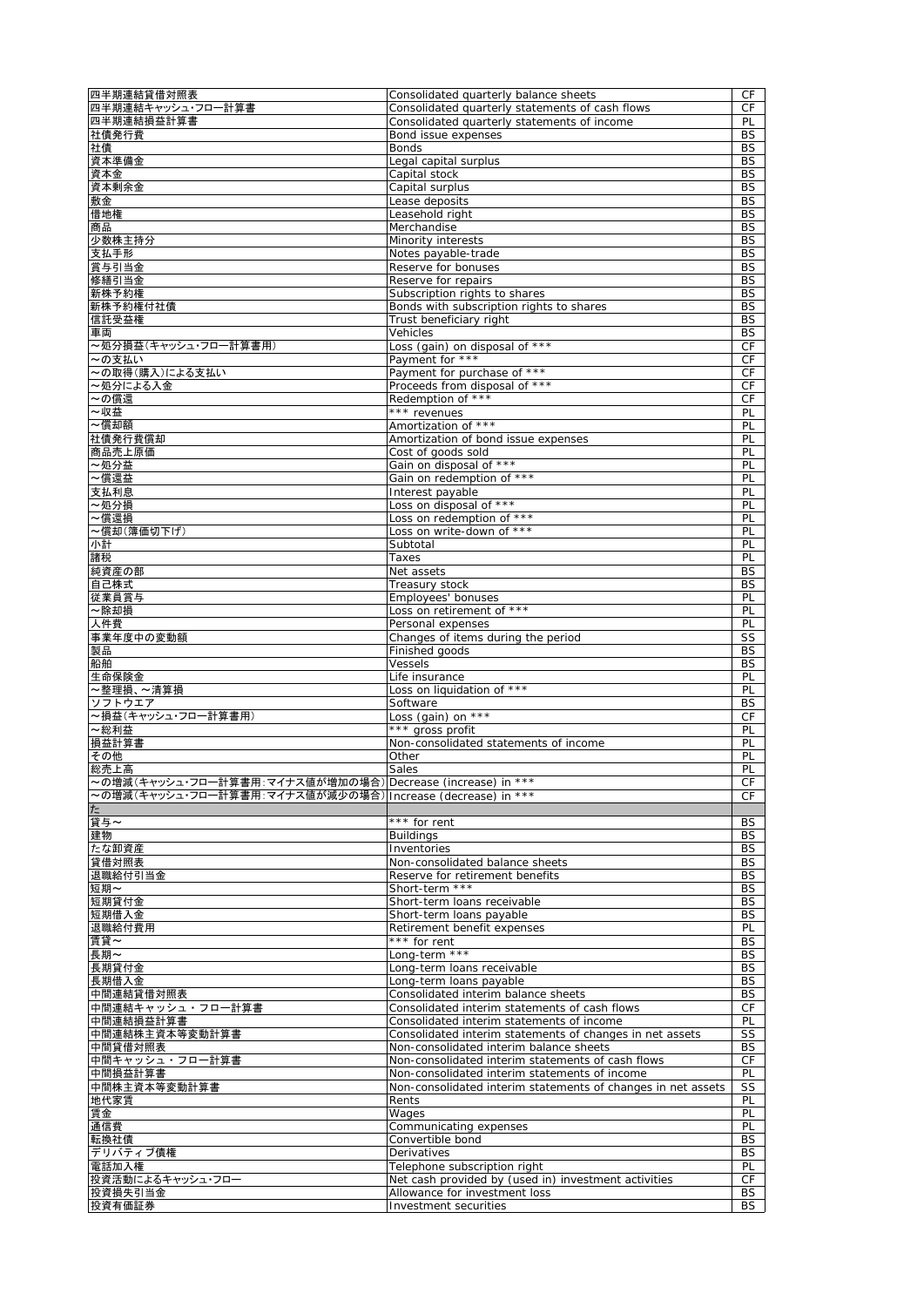| | | |
|---|---|---|
| 四半期連結貸借対照表 | Consolidated quarterly balance sheets | CF |
| 四半期連結キャッシュ･フロー計算書 | Consolidated quarterly statements of cash flows | CF |
| 四半期連結損益計算書 | Consolidated quarterly statements of income | PL |
| 社債発行費 | Bond issue expenses | BS |
| 社債 | Bonds | BS |
| 資本準備金 | Legal capital surplus | BS |
| 資本金 | Capital stock | BS |
| 資本剰余金 | Capital surplus | BS |
| 敷金 | Lease deposits | BS |
| 借地権 | Leasehold right | BS |
| 商品 | Merchandise | BS |
| 少数株主持分 | Minority interests | BS |
| 支払手形 | Notes payable-trade | BS |
| 賞与引当金 | Reserve for bonuses | BS |
| 修繕引当金 | Reserve for repairs | BS |
| 新株予約権 | Subscription rights to shares | BS |
| 新株予約権付社債 | Bonds with subscription rights to shares | BS |
| 信託受益権 | Trust beneficiary right | BS |
| 車両 | Vehicles | BS |
| ～処分損益(キャッシュ･フロー計算書用) | Loss (gain) on disposal of *** | CF |
| ～の支払い | Payment for *** | CF |
| ～の取得(購入)による支払い | Payment for purchase of *** | CF |
| ～処分による入金 | Proceeds from disposal of *** | CF |
| ～の償還 | Redemption of *** | CF |
| ～収益 | *** revenues | PL |
| ～償却額 | Amortization of *** | PL |
| 社債発行費償却 | Amortization of bond issue expenses | PL |
| 商品売上原価 | Cost of goods sold | PL |
| ～処分益 | Gain on disposal of *** | PL |
| ～償還益 | Gain on redemption of *** | PL |
| 支払利息 | Interest payable | PL |
| ～処分損 | Loss on disposal of *** | PL |
| ～償還損 | Loss on redemption of *** | PL |
| ～償却(簿価切下げ) | Loss on write-down of *** | PL |
| 小計 | Subtotal | PL |
| 諸税 | Taxes | PL |
| 純資産の部 | Net assets | BS |
| 自己株式 | Treasury stock | BS |
| 従業員賞与 | Employees' bonuses | PL |
| ～除却損 | Loss on retirement of *** | PL |
| 人件費 | Personal expenses | PL |
| 事業年度中の変動額 | Changes of items during the period | SS |
| 製品 | Finished goods | BS |
| 船舶 | Vessels | BS |
| 生命保険金 | Life insurance | PL |
| ～整理損、～清算損 | Loss on liquidation of *** | PL |
| ソフトウエア | Software | BS |
| ～損益(キャッシュ･フロー計算書用) | Loss (gain) on *** | CF |
| ～総利益 | *** gross profit | PL |
| 損益計算書 | Non-consolidated statements of income | PL |
| その他 | Other | PL |
| 総売上高 | Sales | PL |
| ～の増減(キャッシュ･フロー計算書用:マイナス値が増加の場合) | Decrease (increase) in *** | CF |
| ～の増減(キャッシュ･フロー計算書用:マイナス値が減少の場合) | Increase (decrease) in *** | CF |
| た | | |
| 貸与～ | *** for rent | BS |
| 建物 | Buildings | BS |
| たな卸資産 | Inventories | BS |
| 貸借対照表 | Non-consolidated balance sheets | BS |
| 退職給付引当金 | Reserve for retirement benefits | BS |
| 短期～ | Short-term *** | BS |
| 短期貸付金 | Short-term loans receivable | BS |
| 短期借入金 | Short-term loans payable | BS |
| 退職給付費用 | Retirement benefit expenses | PL |
| 賃貸～ | *** for rent | BS |
| 長期～ | Long-term *** | BS |
| 長期貸付金 | Long-term loans receivable | BS |
| 長期借入金 | Long-term loans payable | BS |
| 中間連結貸借対照表 | Consolidated interim balance sheets | BS |
| 中間連結キャッシュ・フロー計算書 | Consolidated interim statements of cash flows | CF |
| 中間連結損益計算書 | Consolidated interim statements of income | PL |
| 中間連結株主資本等変動計算書 | Consolidated interim statements of changes in net assets | SS |
| 中間貸借対照表 | Non-consolidated interim balance sheets | BS |
| 中間キャッシュ・フロー計算書 | Non-consolidated interim statements of cash flows | CF |
| 中間損益計算書 | Non-consolidated interim statements of income | PL |
| 中間株主資本等変動計算書 | Non-consolidated interim statements of changes in net assets | SS |
| 地代家賃 | Rents | PL |
| 賃金 | Wages | PL |
| 通信費 | Communicating expenses | PL |
| 転換社債 | Convertible bond | BS |
| デリバティブ債権 | Derivatives | BS |
| 電話加入権 | Telephone subscription right | PL |
| 投資活動によるキャッシュ･フロー | Net cash provided by (used in) investment activities | CF |
| 投資損失引当金 | Allowance for investment loss | BS |
| 投資有価証券 | Investment securities | BS |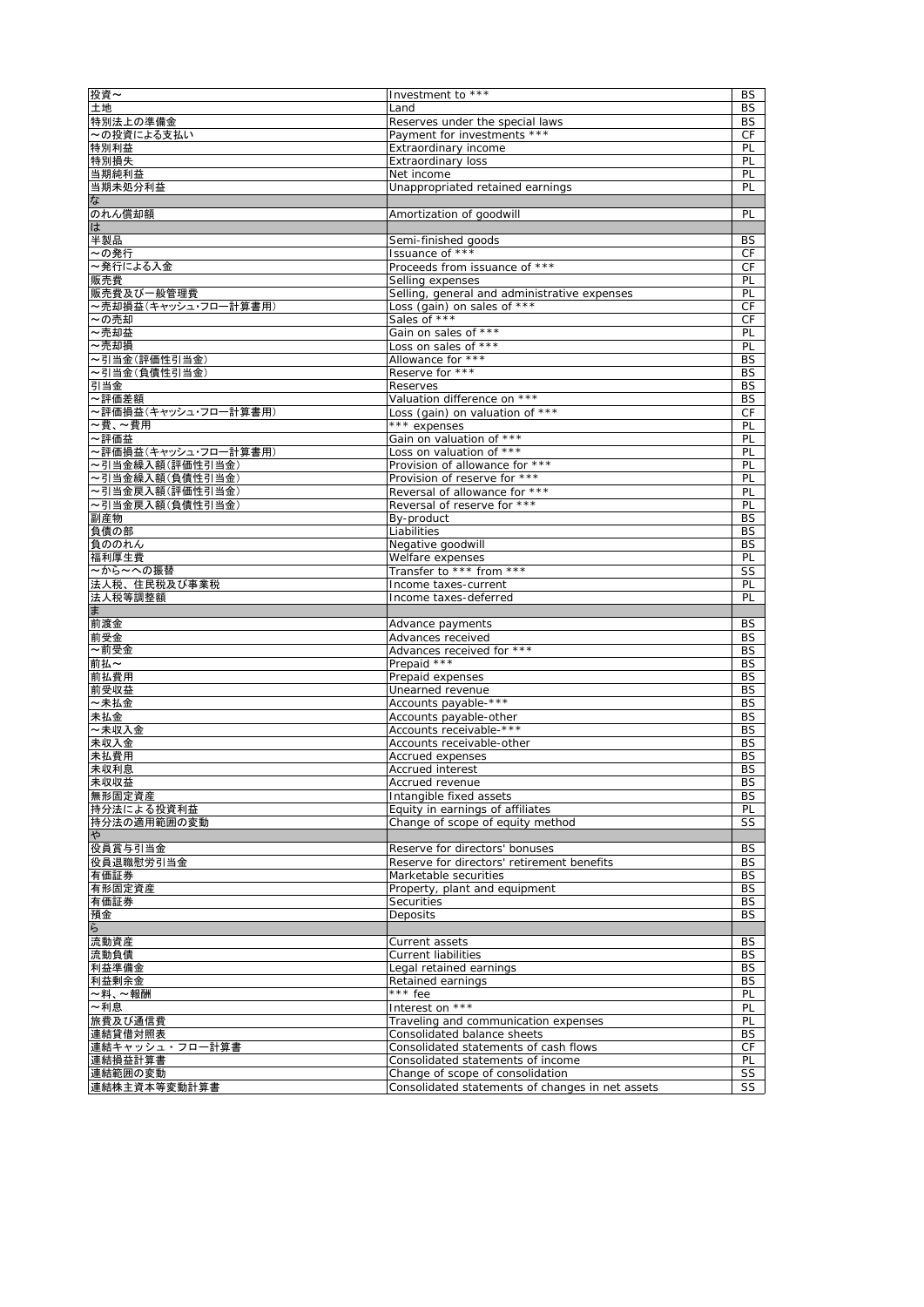| | | |
|---|---|---|
| 投資～ | Investment to *** | BS |
| 土地 | Land | BS |
| 特別法上の準備金 | Reserves under the special laws | BS |
| ～の投資による支払い | Payment for investments *** | CF |
| 特別利益 | Extraordinary income | PL |
| 特別損失 | Extraordinary loss | PL |
| 当期純利益 | Net income | PL |
| 当期未処分利益 | Unappropriated retained earnings | PL |
| な | | |
| のれん償却額 | Amortization of goodwill | PL |
| は | | |
| 半製品 | Semi-finished goods | BS |
| ～の発行 | Issuance of *** | CF |
| ～発行による入金 | Proceeds from issuance of *** | CF |
| 販売費 | Selling expenses | PL |
| 販売費及び一般管理費 | Selling, general and administrative expenses | PL |
| ～売却損益(キャッシュ･フロー計算書用) | Loss (gain) on sales of *** | CF |
| ～の売却 | Sales of *** | CF |
| ～売却益 | Gain on sales of *** | PL |
| ～売却損 | Loss on sales of *** | PL |
| ～引当金(評価性引当金) | Allowance for *** | BS |
| ～引当金(負債性引当金) | Reserve for *** | BS |
| 引当金 | Reserves | BS |
| ～評価差額 | Valuation difference on *** | BS |
| ～評価損益(キャッシュ･フロー計算書用) | Loss (gain) on valuation of *** | CF |
| ～費、～費用 | *** expenses | PL |
| ～評価益 | Gain on valuation of *** | PL |
| ～評価損益(キャッシュ･フロー計算書用) | Loss on valuation of *** | PL |
| ～引当金繰入額(評価性引当金) | Provision of allowance for *** | PL |
| ～引当金繰入額(負債性引当金) | Provision of reserve for *** | PL |
| ～引当金戻入額(評価性引当金) | Reversal of allowance for *** | PL |
| ～引当金戻入額(負債性引当金) | Reversal of reserve for *** | PL |
| 副産物 | By-product | BS |
| 負債の部 | Liabilities | BS |
| 負ののれん | Negative goodwill | BS |
| 福利厚生費 | Welfare expenses | PL |
| ～から～への振替 | Transfer to *** from *** | SS |
| 法人税、住民税及び事業税 | Income taxes-current | PL |
| 法人税等調整額 | Income taxes-deferred | PL |
| ま | | |
| 前渡金 | Advance payments | BS |
| 前受金 | Advances received | BS |
| ～前受金 | Advances received for *** | BS |
| 前払～ | Prepaid *** | BS |
| 前払費用 | Prepaid expenses | BS |
| 前受収益 | Unearned revenue | BS |
| ～未払金 | Accounts payable-*** | BS |
| 未払金 | Accounts payable-other | BS |
| ～未収入金 | Accounts receivable-*** | BS |
| 未収入金 | Accounts receivable-other | BS |
| 未払費用 | Accrued expenses | BS |
| 未収利息 | Accrued interest | BS |
| 未収収益 | Accrued revenue | BS |
| 無形固定資産 | Intangible fixed assets | BS |
| 持分法による投資利益 | Equity in earnings of affiliates | PL |
| 持分法の適用範囲の変動 | Change of scope of equity method | SS |
| や | | |
| 役員賞与引当金 | Reserve for directors' bonuses | BS |
| 役員退職慰労引当金 | Reserve for directors' retirement benefits | BS |
| 有価証券 | Marketable securities | BS |
| 有形固定資産 | Property, plant and equipment | BS |
| 有価証券 | Securities | BS |
| 預金 | Deposits | BS |
| ら | | |
| 流動資産 | Current assets | BS |
| 流動負債 | Current liabilities | BS |
| 利益準備金 | Legal retained earnings | BS |
| 利益剰余金 | Retained earnings | BS |
| ～料、～報酬 | *** fee | PL |
| ～利息 | Interest on *** | PL |
| 旅費及び通信費 | Traveling and communication expenses | PL |
| 連結貸借対照表 | Consolidated balance sheets | BS |
| 連結キャッシュ・フロー計算書 | Consolidated statements of cash flows | CF |
| 連結損益計算書 | Consolidated statements of income | PL |
| 連結範囲の変動 | Change of scope of consolidation | SS |
| 連結株主資本等変動計算書 | Consolidated statements of changes in net assets | SS |